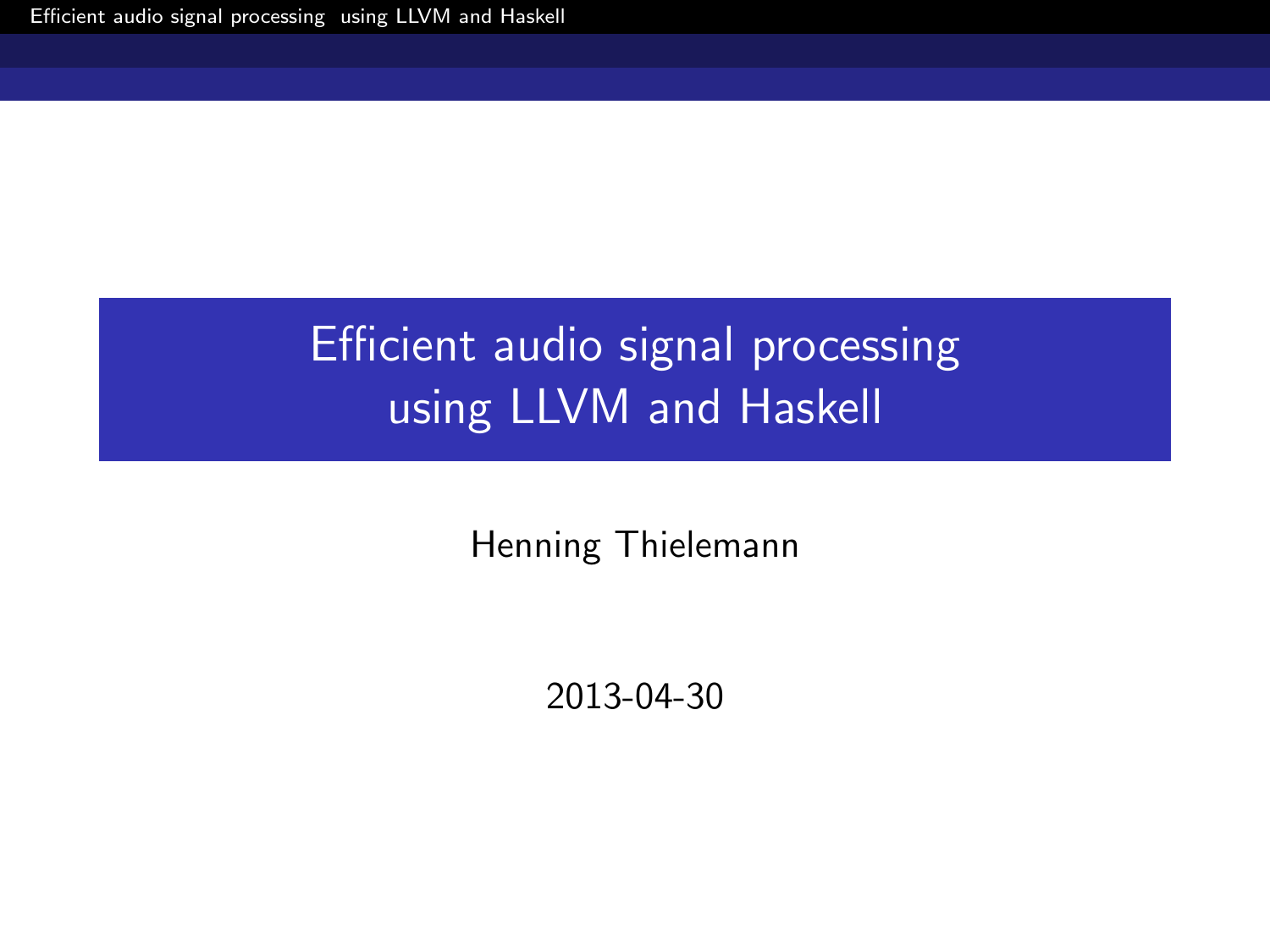# Efficient audio signal processing using LLVM and Haskell

Henning Thielemann

2013-04-30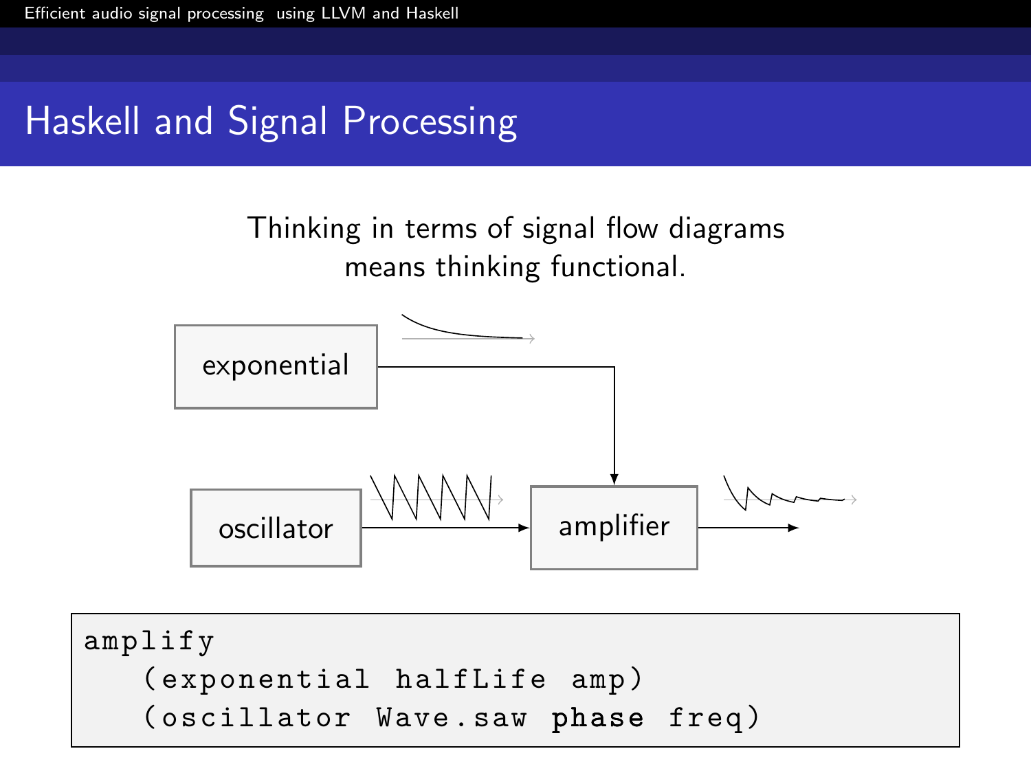## Haskell and Signal Processing

Thinking in terms of signal flow diagrams
means thinking functional.

exponential

oscillator

amplifier

```
amplify
   (exponential halfLife amp)
   (oscillator Wave.saw phase freq)
```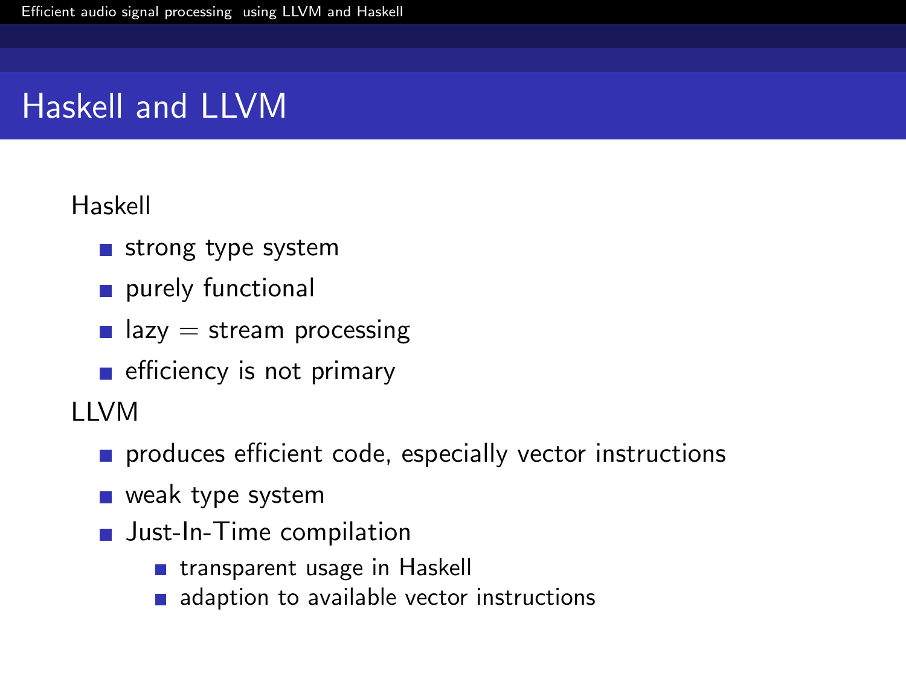# Haskell and LLVM

Haskell

- strong type system
- purely functional
- lazy = stream processing
- efficiency is not primary

LLVM

- produces efficient code, especially vector instructions
- weak type system
- Just-In-Time compilation
  - transparent usage in Haskell
  - adaption to available vector instructions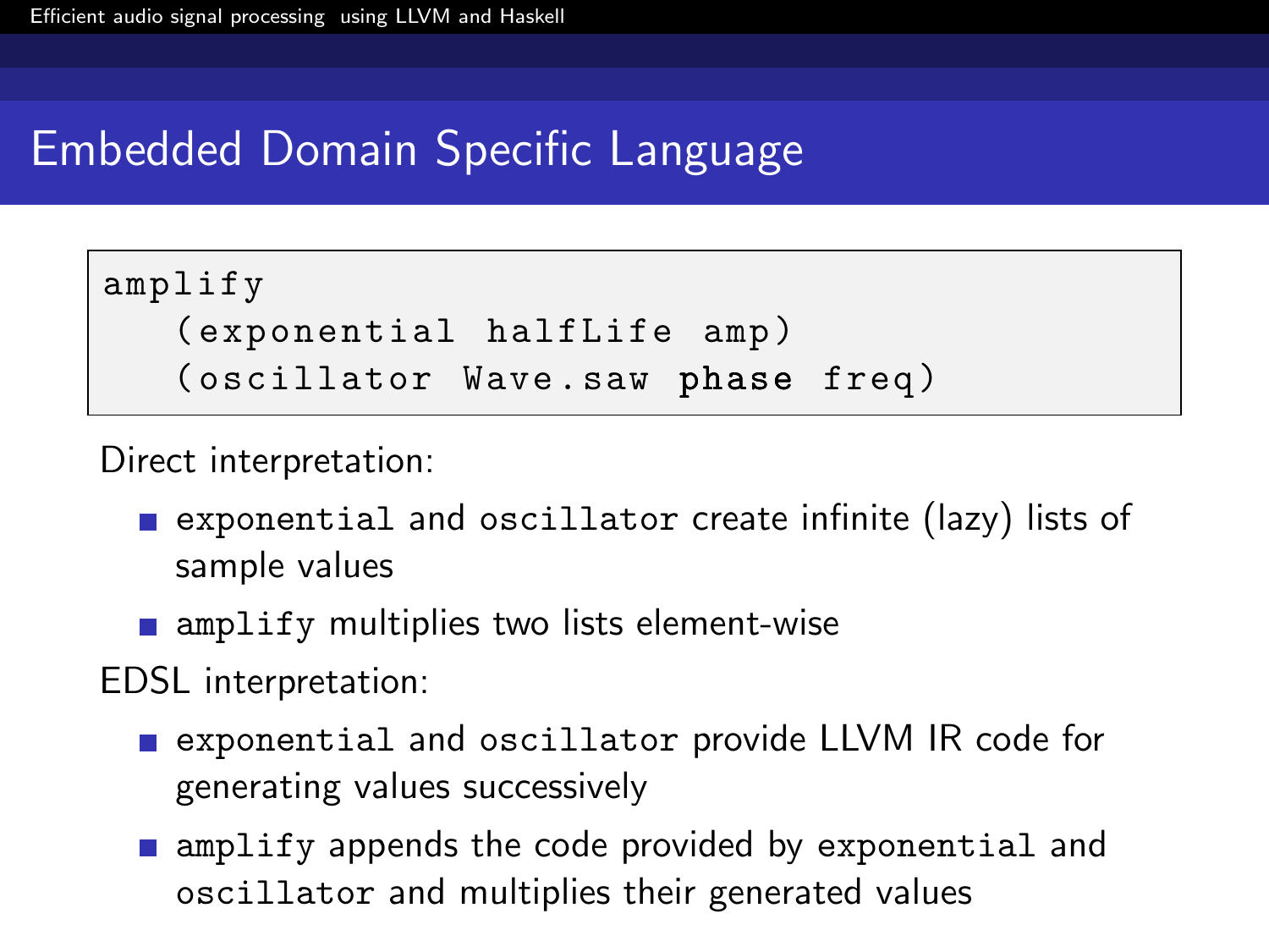## Embedded Domain Specific Language

```
amplify
   (exponential halfLife amp)
   (oscillator Wave.saw phase freq)
```

Direct interpretation:

- `exponential` and `oscillator` create infinite (lazy) lists of sample values
- `amplify` multiplies two lists element-wise

EDSL interpretation:

- `exponential` and `oscillator` provide LLVM IR code for generating values successively
- `amplify` appends the code provided by `exponential` and `oscillator` and multiplies their generated values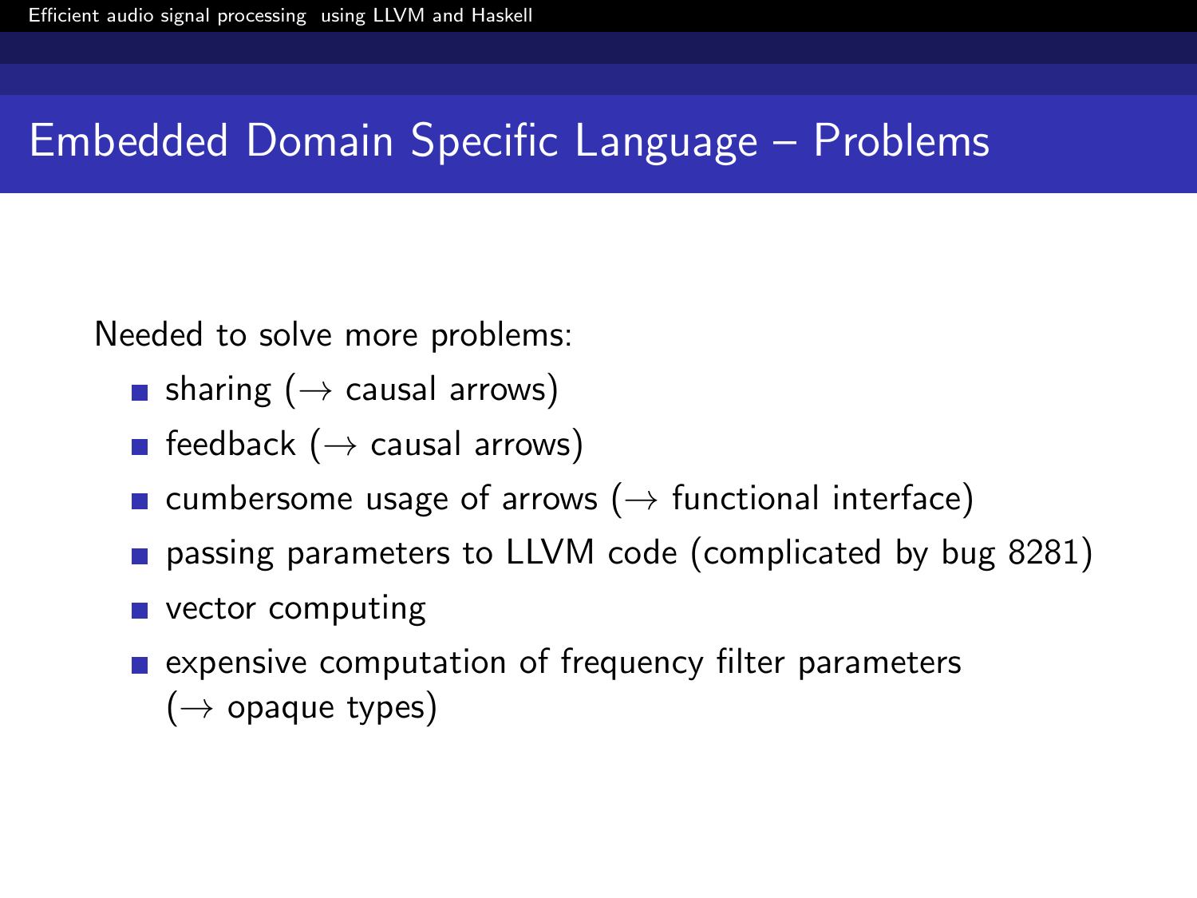# Embedded Domain Specific Language – Problems

Needed to solve more problems:

- sharing ($\rightarrow$ causal arrows)
- feedback ($\rightarrow$ causal arrows)
- cumbersome usage of arrows ($\rightarrow$ functional interface)
- passing parameters to LLVM code (complicated by bug 8281)
- vector computing
- expensive computation of frequency filter parameters ($\rightarrow$ opaque types)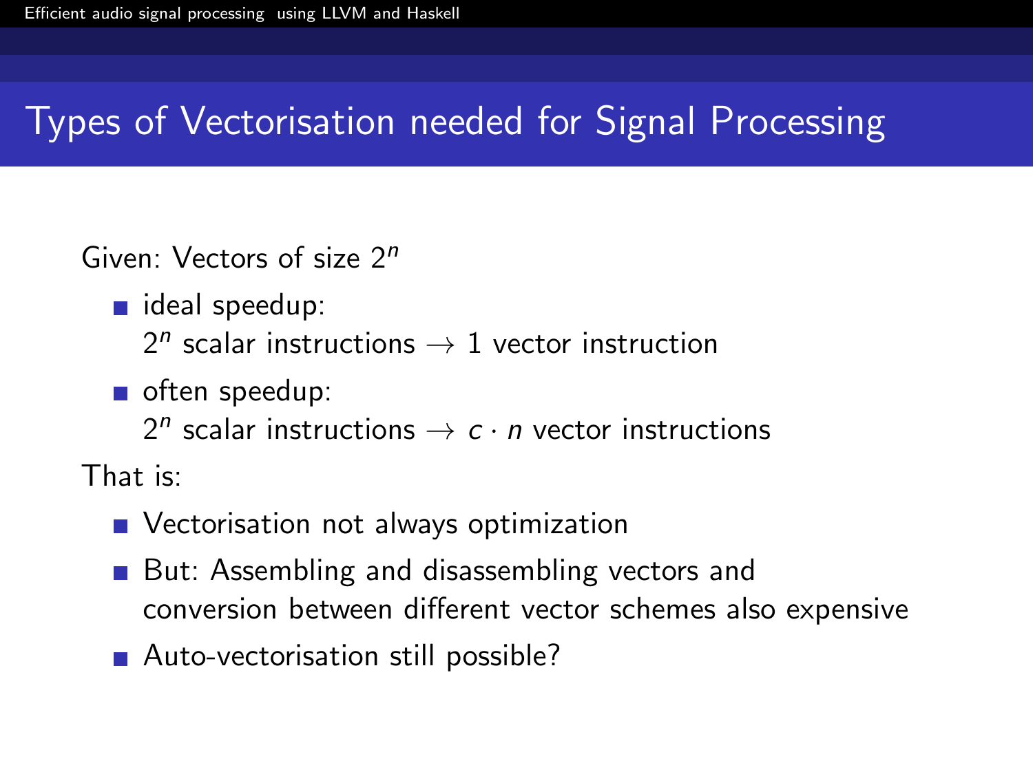# Types of Vectorisation needed for Signal Processing

Given: Vectors of size $2^n$

- ideal speedup:
  $2^n$ scalar instructions $\to$ 1 vector instruction
- often speedup:
  $2^n$ scalar instructions $\to$ $c \cdot n$ vector instructions

That is:

- Vectorisation not always optimization
- But: Assembling and disassembling vectors and conversion between different vector schemes also expensive
- Auto-vectorisation still possible?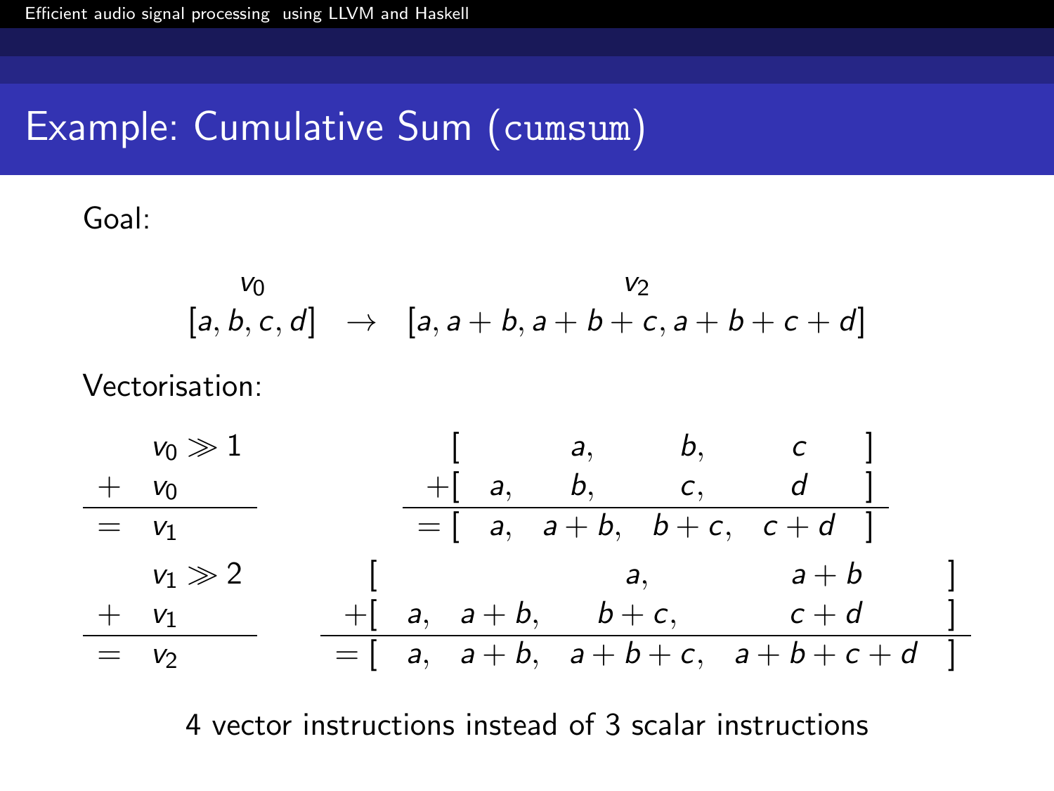# Example: Cumulative Sum (`cumsum`)

Goal:

$$\begin{array}{ccc} v_0 & & v_2 \\ [a, b, c, d] & \rightarrow & [a, a+b, a+b+c, a+b+c+d] \end{array}$$

Vectorisation:

$$\begin{array}{rl} & v_0 \gg 1 \\ + & v_0 \\ \hline = & v_1 \end{array} \qquad \begin{array}{rcccccl} [ & & a, & b, & c & ] \\ +[ & a, & b, & c, & d & ] \\ \hline =[ & a, & a+b, & b+c, & c+d & ] \end{array}$$

$$\begin{array}{rl} & v_1 \gg 2 \\ + & v_1 \\ \hline = & v_2 \end{array} \qquad \begin{array}{rcccccl} [ & & & a, & a+b & ] \\ +[ & a, & a+b, & b+c, & c+d & ] \\ \hline =[ & a, & a+b, & a+b+c, & a+b+c+d & ] \end{array}$$

4 vector instructions instead of 3 scalar instructions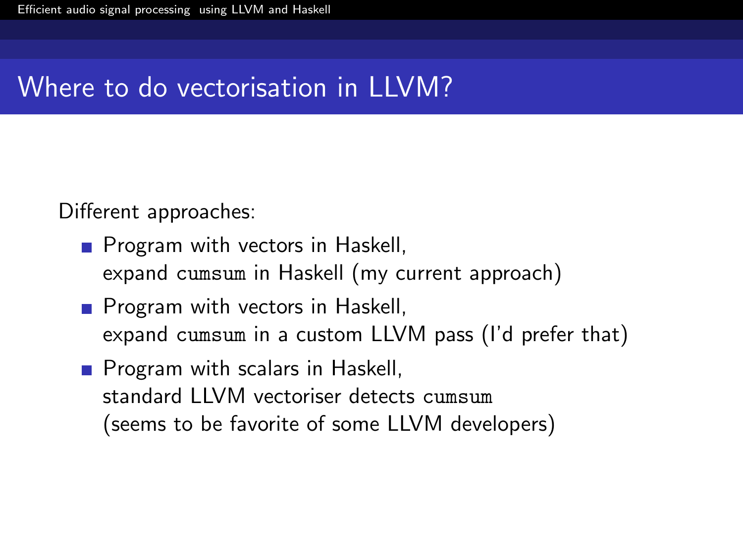# Where to do vectorisation in LLVM?

Different approaches:

- Program with vectors in Haskell,
  expand `cumsum` in Haskell (my current approach)
- Program with vectors in Haskell,
  expand `cumsum` in a custom LLVM pass (I'd prefer that)
- Program with scalars in Haskell,
  standard LLVM vectoriser detects `cumsum`
  (seems to be favorite of some LLVM developers)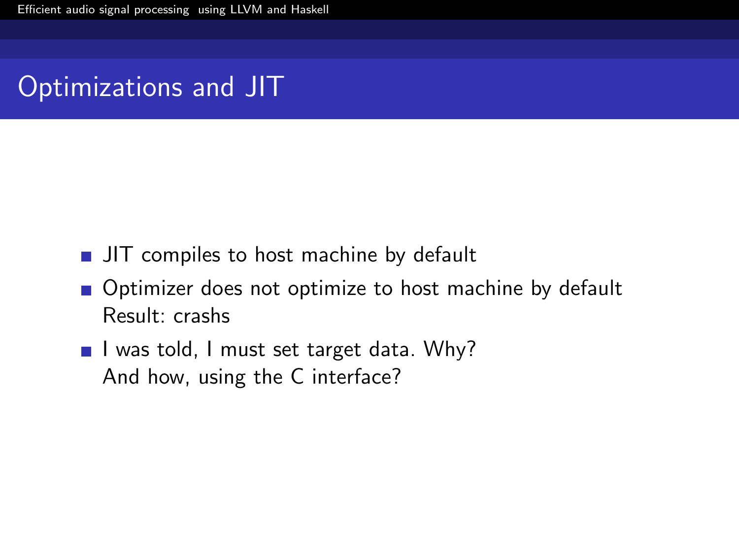## Optimizations and JIT

- JIT compiles to host machine by default
- Optimizer does not optimize to host machine by default
  Result: crashs
- I was told, I must set target data. Why?
  And how, using the C interface?